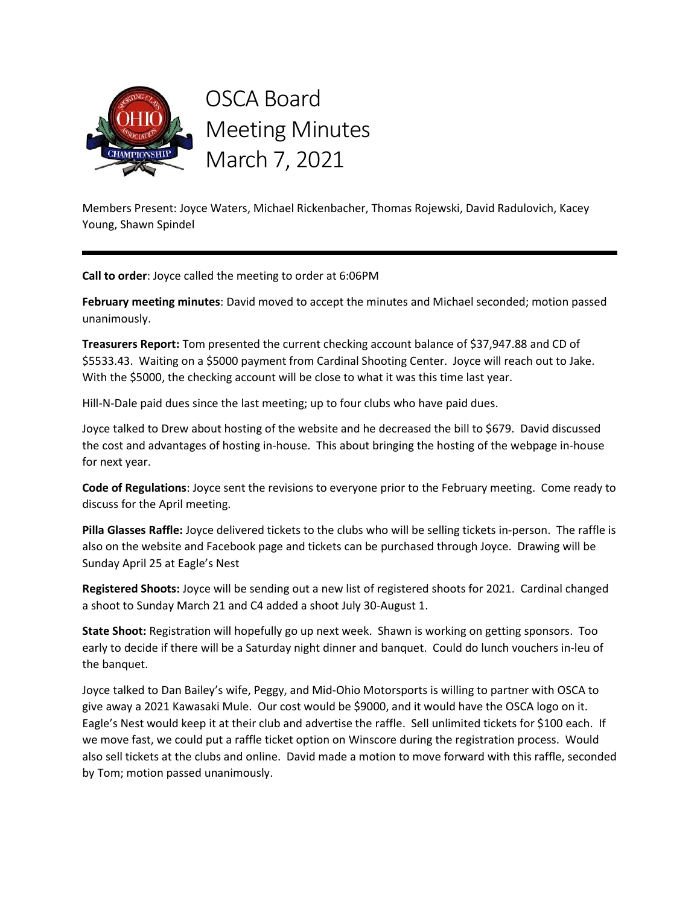# OSCA Board Meeting Minutes March 7, 2021

Members Present: Joyce Waters, Michael Rickenbacher, Thomas Rojewski, David Radulovich, Kacey Young, Shawn Spindel

---

**Call to order**: Joyce called the meeting to order at 6:06PM

**February meeting minutes**: David moved to accept the minutes and Michael seconded; motion passed unanimously.

**Treasurers Report:** Tom presented the current checking account balance of $37,947.88 and CD of $5533.43. Waiting on a $5000 payment from Cardinal Shooting Center. Joyce will reach out to Jake. With the $5000, the checking account will be close to what it was this time last year.

Hill-N-Dale paid dues since the last meeting; up to four clubs who have paid dues.

Joyce talked to Drew about hosting of the website and he decreased the bill to $679. David discussed the cost and advantages of hosting in-house. This about bringing the hosting of the webpage in-house for next year.

**Code of Regulations**: Joyce sent the revisions to everyone prior to the February meeting. Come ready to discuss for the April meeting.

**Pilla Glasses Raffle:** Joyce delivered tickets to the clubs who will be selling tickets in-person. The raffle is also on the website and Facebook page and tickets can be purchased through Joyce. Drawing will be Sunday April 25 at Eagle's Nest

**Registered Shoots:** Joyce will be sending out a new list of registered shoots for 2021. Cardinal changed a shoot to Sunday March 21 and C4 added a shoot July 30-August 1.

**State Shoot:** Registration will hopefully go up next week. Shawn is working on getting sponsors. Too early to decide if there will be a Saturday night dinner and banquet. Could do lunch vouchers in-leu of the banquet.

Joyce talked to Dan Bailey's wife, Peggy, and Mid-Ohio Motorsports is willing to partner with OSCA to give away a 2021 Kawasaki Mule. Our cost would be $9000, and it would have the OSCA logo on it. Eagle's Nest would keep it at their club and advertise the raffle. Sell unlimited tickets for $100 each. If we move fast, we could put a raffle ticket option on Winscore during the registration process. Would also sell tickets at the clubs and online. David made a motion to move forward with this raffle, seconded by Tom; motion passed unanimously.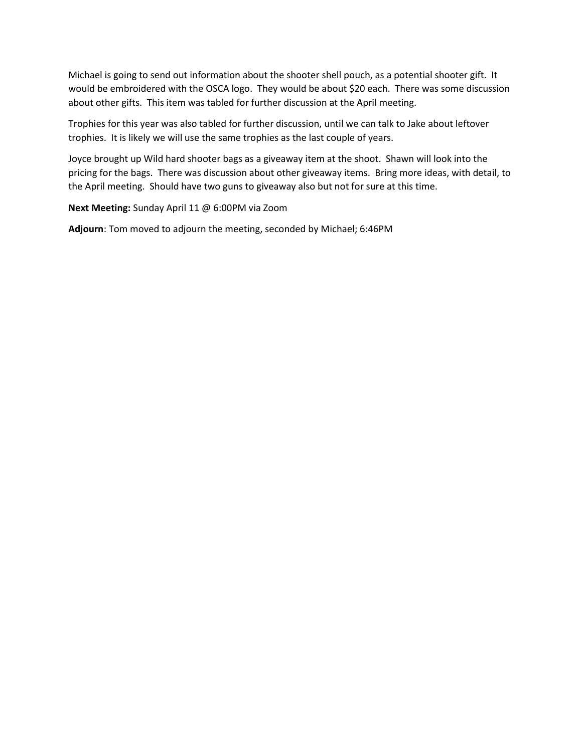Michael is going to send out information about the shooter shell pouch, as a potential shooter gift. It would be embroidered with the OSCA logo. They would be about $20 each. There was some discussion about other gifts. This item was tabled for further discussion at the April meeting.

Trophies for this year was also tabled for further discussion, until we can talk to Jake about leftover trophies. It is likely we will use the same trophies as the last couple of years.

Joyce brought up Wild hard shooter bags as a giveaway item at the shoot. Shawn will look into the pricing for the bags. There was discussion about other giveaway items. Bring more ideas, with detail, to the April meeting. Should have two guns to giveaway also but not for sure at this time.

**Next Meeting:** Sunday April 11 @ 6:00PM via Zoom

**Adjourn**: Tom moved to adjourn the meeting, seconded by Michael; 6:46PM